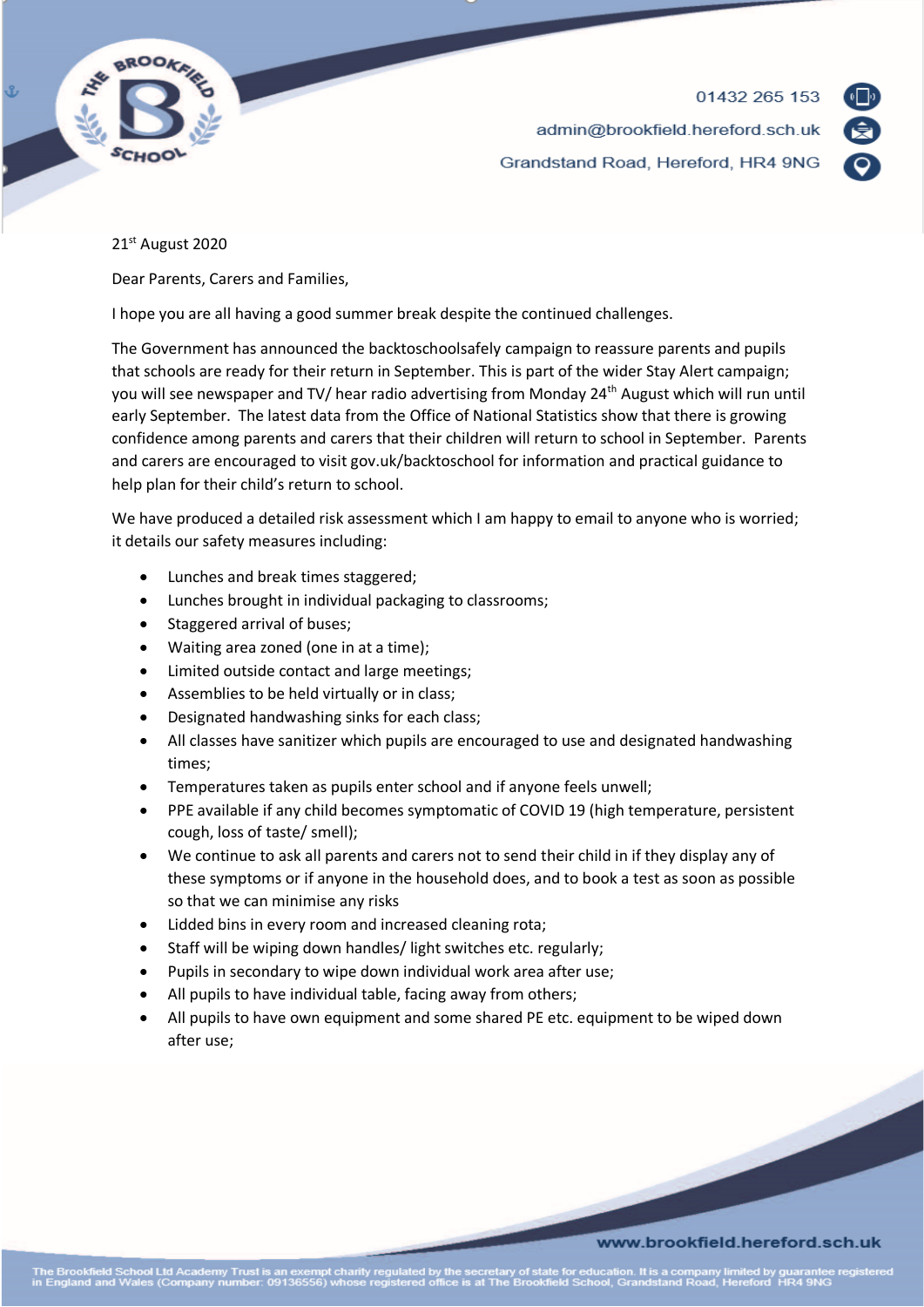01432 265 153

admin@brookfield.hereford.sch.uk

Grandstand Road, Hereford, HR4 9NG

21st August 2020

Dear Parents, Carers and Families,

I hope you are all having a good summer break despite the continued challenges.

The Government has announced the backtoschoolsafely campaign to reassure parents and pupils that schools are ready for their return in September. This is part of the wider Stay Alert campaign; you will see newspaper and TV/ hear radio advertising from Monday 24th August which will run until early September. The latest data from the Office of National Statistics show that there is growing confidence among parents and carers that their children will return to school in September. Parents and carers are encouraged to visit gov.uk/backtoschool for information and practical guidance to help plan for their child's return to school.

We have produced a detailed risk assessment which I am happy to email to anyone who is worried; it details our safety measures including:

- Lunches and break times staggered;
- Lunches brought in individual packaging to classrooms;
- Staggered arrival of buses;
- Waiting area zoned (one in at a time);
- Limited outside contact and large meetings;
- Assemblies to be held virtually or in class;
- Designated handwashing sinks for each class;
- All classes have sanitizer which pupils are encouraged to use and designated handwashing times;
- Temperatures taken as pupils enter school and if anyone feels unwell;
- PPE available if any child becomes symptomatic of COVID 19 (high temperature, persistent cough, loss of taste/ smell);
- We continue to ask all parents and carers not to send their child in if they display any of these symptoms or if anyone in the household does, and to book a test as soon as possible so that we can minimise any risks
- Lidded bins in every room and increased cleaning rota;
- Staff will be wiping down handles/ light switches etc. regularly;
- Pupils in secondary to wipe down individual work area after use;
- All pupils to have individual table, facing away from others;
- All pupils to have own equipment and some shared PE etc. equipment to be wiped down after use;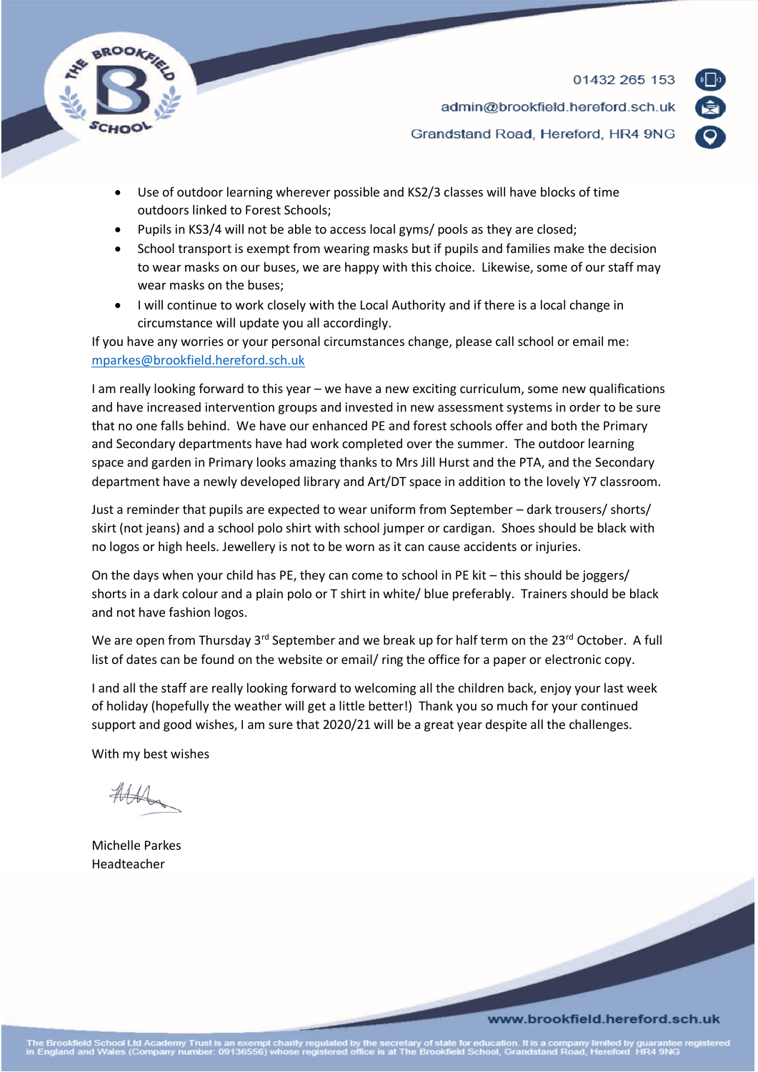- Use of outdoor learning wherever possible and KS2/3 classes will have blocks of time outdoors linked to Forest Schools;
- Pupils in KS3/4 will not be able to access local gyms/ pools as they are closed;
- School transport is exempt from wearing masks but if pupils and families make the decision to wear masks on our buses, we are happy with this choice. Likewise, some of our staff may wear masks on the buses;
- I will continue to work closely with the Local Authority and if there is a local change in circumstance will update you all accordingly.

If you have any worries or your personal circumstances change, please call school or email me: mparkes@brookfield.hereford.sch.uk

I am really looking forward to this year – we have a new exciting curriculum, some new qualifications and have increased intervention groups and invested in new assessment systems in order to be sure that no one falls behind. We have our enhanced PE and forest schools offer and both the Primary and Secondary departments have had work completed over the summer. The outdoor learning space and garden in Primary looks amazing thanks to Mrs Jill Hurst and the PTA, and the Secondary department have a newly developed library and Art/DT space in addition to the lovely Y7 classroom.

Just a reminder that pupils are expected to wear uniform from September – dark trousers/ shorts/ skirt (not jeans) and a school polo shirt with school jumper or cardigan. Shoes should be black with no logos or high heels. Jewellery is not to be worn as it can cause accidents or injuries.

On the days when your child has PE, they can come to school in PE kit – this should be joggers/ shorts in a dark colour and a plain polo or T shirt in white/ blue preferably. Trainers should be black and not have fashion logos.

We are open from Thursday 3rd September and we break up for half term on the 23rd October. A full list of dates can be found on the website or email/ ring the office for a paper or electronic copy.

I and all the staff are really looking forward to welcoming all the children back, enjoy your last week of holiday (hopefully the weather will get a little better!) Thank you so much for your continued support and good wishes, I am sure that 2020/21 will be a great year despite all the challenges.

With my best wishes

Michelle Parkes
Headteacher